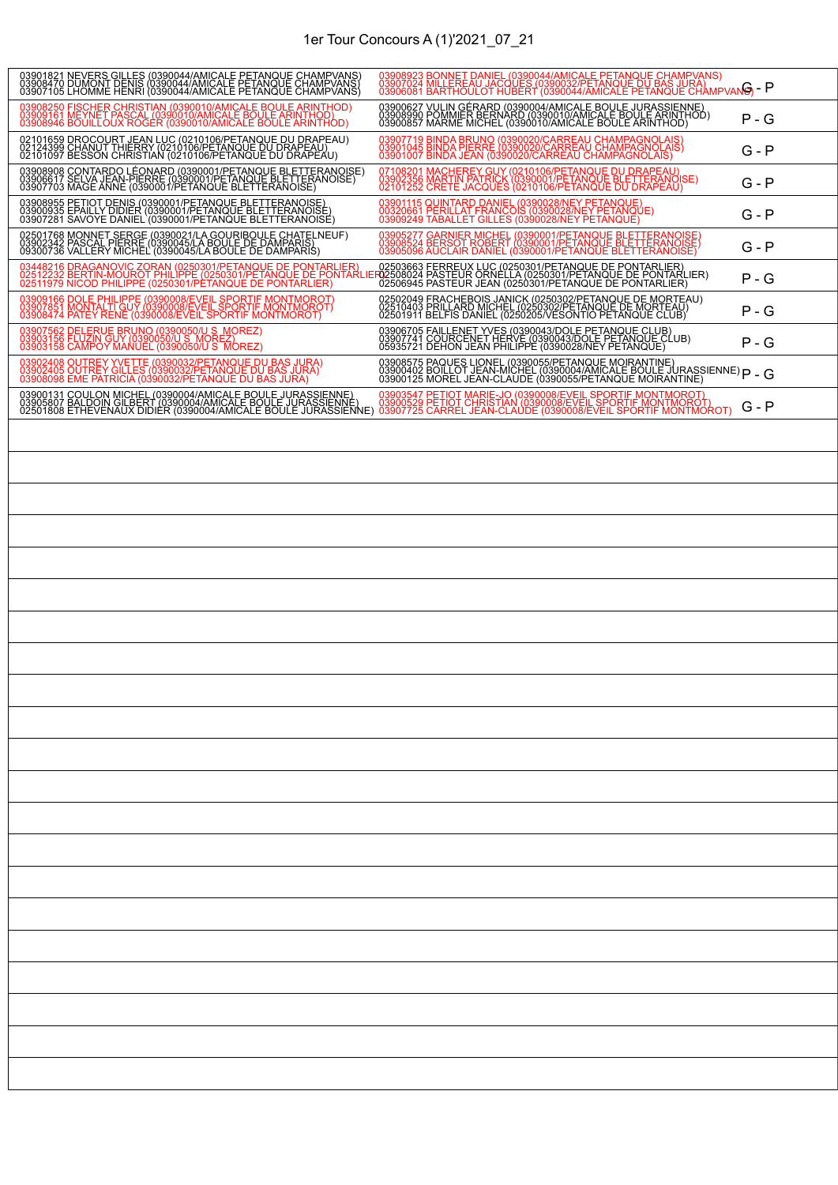# 1er Tour Concours A (1)'2021_07_21

| Équipe 1 | Équipe 2 | Résultat |
| --- | --- | --- |
| 03901821 NEVERS GILLES (0390044/AMICALE PETANQUE CHAMPVANS)<br>03908470 DUMONT DENIS (0390044/AMICALE PETANQUE CHAMPVANS)<br>03907105 LHOMME HENRI (0390044/AMICALE PETANQUE CHAMPVANS) | 03908923 BONNET DANIEL (0390044/AMICALE PETANQUE CHAMPVANS)<br>03907024 MILLEREAU JACQUES (0390032/PETANQUE DU BAS JURA)<br>03906081 BARTHOULOT HUBERT (0390044/AMICALE PETANQUE CHAMPVANS) | G - P |
| 03908250 FISCHER CHRISTIAN (0390010/AMICALE BOULE ARINTHOD)<br>03909161 MEYNET PASCAL (0390010/AMICALE BOULE ARINTHOD)<br>03908946 BOUILLOUX ROGER (0390010/AMICALE BOULE ARINTHOD) | 03900627 VULIN GÉRARD (0390004/AMICALE BOULE JURASSIENNE)<br>03908990 POMMIER BERNARD (0390010/AMICALE BOULE ARINTHOD)<br>03900857 MARMET MICHEL (0390010/AMICALE BOULE ARINTHOD) | P - G |
| 02101659 DROCOURT JEAN LUC (0210106/PETANQUE DU DRAPEAU)<br>02124399 CHANUT THIERRY (0210106/PETANQUE DU DRAPEAU)<br>02101097 BESSON CHRISTIAN (0210106/PETANQUE DU DRAPEAU) | 03907719 BINDA BRUNO (0390020/CARREAU CHAMPAGNOLAIS)<br>03901045 BINDA PIERRE (0390020/CARREAU CHAMPAGNOLAIS)<br>03901007 BINDA JEAN (0390020/CARREAU CHAMPAGNOLAIS) | G - P |
| 03908908 CONTARDO LÉONARD (0390001/PETANQUE BLETTERANOISE)<br>03906617 SELVA JEAN-PIERRE (0390001/PETANQUE BLETTERANOISE)<br>03907703 MAGE ANNE (0390001/PETANQUE BLETTERANOISE) | 07108201 MACHEREY GUY (0210106/PETANQUE DU DRAPEAU)<br>03902356 MARTIN PATRICK (0390001/PETANQUE BLETTERANOISE)<br>02101252 CRETE JACQUES (0210106/PETANQUE DU DRAPEAU) | G - P |
| 03908955 PETIOT DENIS (0390001/PETANQUE BLETTERANOISE)<br>03900935 EPAILLY DIDIER (0390001/PETANQUE BLETTERANOISE)<br>03907281 SAVOYE DANIEL (0390001/PETANQUE BLETTERANOISE) | 03901115 QUINTARD DANIEL (0390028/NEY PETANQUE)<br>00320661 PERILLAT FRANCOIS (0390028/NEY PETANQUE)<br>03909249 TABALLET GILLES (0390028/NEY PETANQUE) | G - P |
| 02501768 MONNET SERGE (0390021/LA GOURIBOULE CHATELNEUF)<br>03902342 PASCAL PIERRE (0390045/LA BOULE DE DAMPARIS)<br>09300736 VALLERY MICHEL (0390045/LA BOULE DE DAMPARIS) | 03905277 GARNIER MICHEL (0390001/PETANQUE BLETTERANOISE)<br>03908524 BERSOT ROBERT (0390001/PETANQUE BLETTERANOISE)<br>03905096 AUCLAIR DANIEL (0390001/PETANQUE BLETTERANOISE) | G - P |
| 03448216 DRAGANOVIC ZORAN (0250301/PETANQUE DE PONTARLIER)<br>02512232 BERTIN-MOUROT PHILIPPE (0250301/PETANQUE DE PONTARLIER)<br>02511979 NICOD PHILIPPE (0250301/PETANQUE DE PONTARLIER) | 02503663 FERREUX LUC (0250301/PETANQUE DE PONTARLIER)<br>02508024 PASTEUR ORNELLA (0250301/PETANQUE DE PONTARLIER)<br>02506945 PASTEUR JEAN (0250301/PETANQUE DE PONTARLIER) | P - G |
| 03909166 DOLE PHILIPPE (0390008/EVEIL SPORTIF MONTMOROT)<br>03907851 MONTALTI GUY (0390008/EVEIL SPORTIF MONTMOROT)<br>03908474 PATEY RENE (0390008/EVEIL SPORTIF MONTMOROT) | 02502049 FRACHEBOIS JANICK (0250302/PETANQUE DE MORTEAU)<br>02510403 PRILLARD MICHEL (0250302/PETANQUE DE MORTEAU)<br>02501911 BELFIS DANIEL (0250205/VESONTIO PETANQUE CLUB) | P - G |
| 03907562 DELERUE BRUNO (0390050/U S MOREZ)<br>03903156 FLUZIN GUY (0390050/U S MOREZ)<br>03903158 CAMPOY MANUEL (0390050/U S MOREZ) | 03906705 FAILLENET YVES (0390043/DOLE PETANQUE CLUB)<br>03907741 COURCENET HERVE (0390043/DOLE PETANQUE CLUB)<br>05935721 DEHON JEAN PHILIPPE (0390028/NEY PETANQUE) | P - G |
| 03902408 OUTREY YVETTE (0390032/PETANQUE DU BAS JURA)<br>03902405 OUTREY GILLES (0390032/PETANQUE DU BAS JURA)<br>03908098 EME PATRICIA (0390032/PETANQUE DU BAS JURA) | 03908575 PAQUES LIONEL (0390055/PETANQUE MOIRANTINE)<br>03900402 BOILLOT JEAN-MICHEL (0390004/AMICALE BOULE JURASSIENNE)<br>03900125 MOREL JEAN-CLAUDE (0390055/PETANQUE MOIRANTINE) | P - G |
| 03900131 COULON MICHEL (0390004/AMICALE BOULE JURASSIENNE)<br>03905807 BALDOIN GILBERT (0390004/AMICALE BOULE JURASSIENNE)<br>02501808 ETHEVENAUX DIDIER (0390004/AMICALE BOULE JURASSIENNE) | 03903547 PETIOT MARIE-JO (0390008/EVEIL SPORTIF MONTMOROT)<br>03900529 PETIOT CHRISTIAN (0390008/EVEIL SPORTIF MONTMOROT)<br>03907725 CARREL JEAN-CLAUDE (0390008/EVEIL SPORTIF MONTMOROT) | G - P |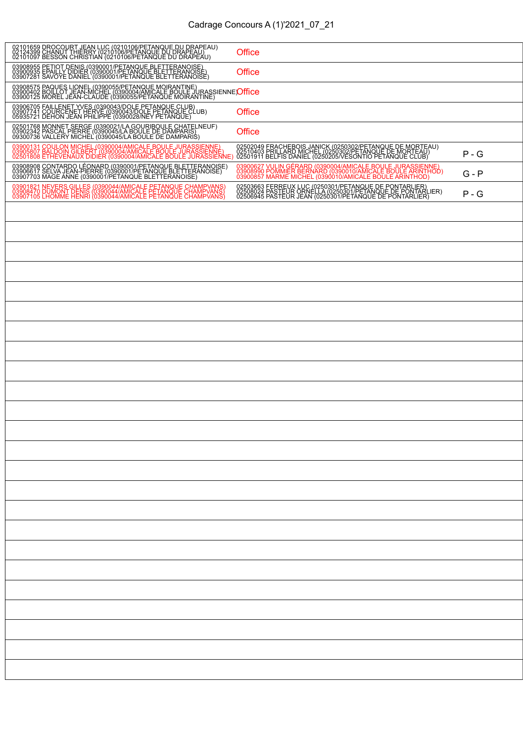# Cadrage Concours A (1)'2021_07_21

| Équipe 1 | Équipe 2 | |
|---|---|---|
| 02101659 DROCOURT JEAN LUC (0210106/PETANQUE DU DRAPEAU)<br>02124399 CHANUT THIERRY (0210106/PETANQUE DU DRAPEAU)<br>02101097 BESSON CHRISTIAN (0210106/PETANQUE DU DRAPEAU) | Office | |
| 03908955 PETIOT DENIS (0390001/PETANQUE BLETTERANOISE)<br>03900935 EPAILLY DIDIER (0390001/PETANQUE BLETTERANOISE)<br>03907281 SAVOYE DANIEL (0390001/PETANQUE BLETTERANOISE) | Office | |
| 03908575 PAQUES LIONEL (0390055/PETANQUE MOIRANTINE)<br>03900402 BOILLOT JEAN-MICHEL (0390004/AMICALE BOULE JURASSIENNE)<br>03900125 MOREL JEAN-CLAUDE (0390055/PETANQUE MOIRANTINE) | Office | |
| 03906705 FAILLENET YVES (0390043/DOLE PETANQUE CLUB)<br>03907741 COURCENET HERVE (0390043/DOLE PETANQUE CLUB)<br>05935721 DEHON JEAN PHILIPPE (0390028/NEY PETANQUE) | Office | |
| 02501768 MONNET SERGE (0390021/LA GOURIBOULE CHATELNEUF)<br>03902342 PASCAL PIERRE (0390045/LA BOULE DE DAMPARIS)<br>09300736 VALLERY MICHEL (0390045/LA BOULE DE DAMPARIS) | Office | |
| 03900131 COULON MICHEL (0390004/AMICALE BOULE JURASSIENNE)<br>03905807 BALDOIN GILBERT (0390004/AMICALE BOULE JURASSIENNE)<br>02501808 ETHEVENAUX DIDIER (0390004/AMICALE BOULE JURASSIENNE) | 02502049 FRACHEBOIS JANICK (0250302/PETANQUE DE MORTEAU)<br>02510403 PRILLARD MICHEL (0250302/PETANQUE DE MORTEAU)<br>02501911 BELFIS DANIEL (0250205/VESONTIO PETANQUE CLUB) | P - G |
| 03908908 CONTARDO LÉONARD (0390001/PETANQUE BLETTERANOISE)<br>03906617 SELVA JEAN-PIERRE (0390001/PETANQUE BLETTERANOISE)<br>03907703 MAGE ANNE (0390001/PETANQUE BLETTERANOISE) | 03900627 VULIN GÉRARD (0390004/AMICALE BOULE JURASSIENNE)<br>03908990 POMMIER BERNARD (0390010/AMICALE BOULE ARINTHOD)<br>03900857 MARME MICHEL (0390010/AMICALE BOULE ARINTHOD) | G - P |
| 03901821 NEVERS GILLES (0390044/AMICALE PETANQUE CHAMPVANS)<br>03908470 DUMONT DENIS (0390044/AMICALE PETANQUE CHAMPVANS)<br>03907105 LHOMME HENRI (0390044/AMICALE PETANQUE CHAMPVANS) | 02503663 FERREUX LUC (0250301/PETANQUE DE PONTARLIER)<br>02508024 PASTEUR ORNELLA (0250301/PETANQUE DE PONTARLIER)<br>02506945 PASTEUR JEAN (0250301/PETANQUE DE PONTARLIER) | P - G |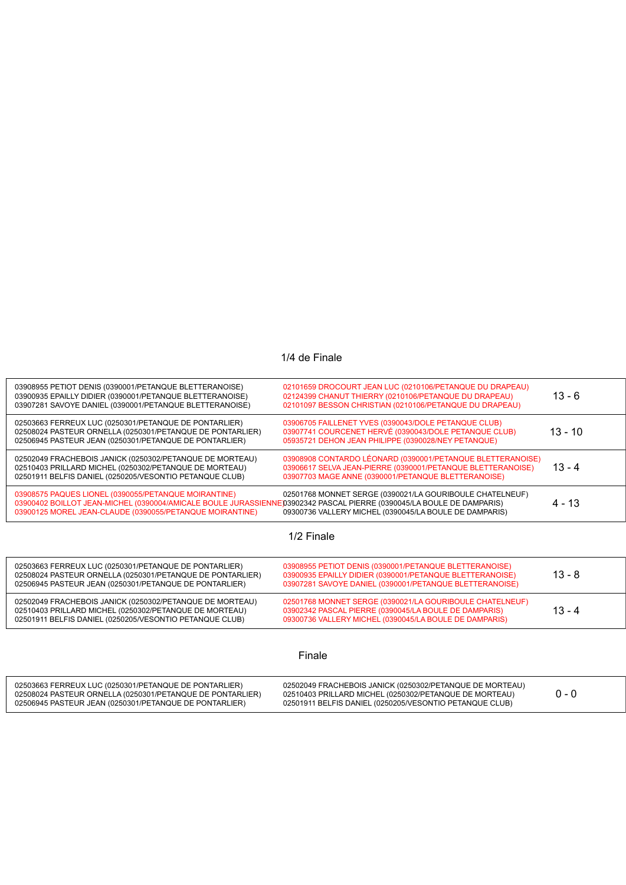## 1/4 de Finale

| Équipe 1 | Équipe 2 | Score |
|---|---|---|
| 03908955 PETIOT DENIS (0390001/PETANQUE BLETTERANOISE)<br>03900935 EPAILLY DIDIER (0390001/PETANQUE BLETTERANOISE)<br>03907281 SAVOYE DANIEL (0390001/PETANQUE BLETTERANOISE) | 02101659 DROCOURT JEAN LUC (0210106/PETANQUE DU DRAPEAU)<br>02124399 CHANUT THIERRY (0210106/PETANQUE DU DRAPEAU)<br>02101097 BESSON CHRISTIAN (0210106/PETANQUE DU DRAPEAU) | 13 - 6 |
| 02503663 FERREUX LUC (0250301/PETANQUE DE PONTARLIER)<br>02508024 PASTEUR ORNELLA (0250301/PETANQUE DE PONTARLIER)<br>02506945 PASTEUR JEAN (0250301/PETANQUE DE PONTARLIER) | 03906705 FAILLENET YVES (0390043/DOLE PETANQUE CLUB)<br>03907741 COURCENET HERVÉ (0390043/DOLE PETANQUE CLUB)<br>05935721 DEHON JEAN PHILIPPE (0390028/NEY PETANQUE) | 13 - 10 |
| 02502049 FRACHEBOIS JANICK (0250302/PETANQUE DE MORTEAU)<br>02510403 PRILLARD MICHEL (0250302/PETANQUE DE MORTEAU)<br>02501911 BELFIS DANIEL (0250205/VESONTIO PETANQUE CLUB) | 03908908 CONTARDO LÉONARD (0390001/PETANQUE BLETTERANOISE)<br>03906617 SELVA JEAN-PIERRE (0390001/PETANQUE BLETTERANOISE)<br>03907703 MAGE ANNE (0390001/PETANQUE BLETTERANOISE) | 13 - 4 |
| 03908575 PAQUES LIONEL (0390055/PETANQUE MOIRANTINE)<br>03900402 BOILLOT JEAN-MICHEL (0390004/AMICALE BOULE JURASSIENNE)<br>03900125 MOREL JEAN-CLAUDE (0390055/PETANQUE MOIRANTINE) | 02501768 MONNET SERGE (0390021/LA GOURIBOULE CHATELNEUF)<br>03902342 PASCAL PIERRE (0390045/LA BOULE DE DAMPARIS)<br>09300736 VALLERY MICHEL (0390045/LA BOULE DE DAMPARIS) | 4 - 13 |

## 1/2 Finale

| Équipe 1 | Équipe 2 | Score |
|---|---|---|
| 02503663 FERREUX LUC (0250301/PETANQUE DE PONTARLIER)<br>02508024 PASTEUR ORNELLA (0250301/PETANQUE DE PONTARLIER)<br>02506945 PASTEUR JEAN (0250301/PETANQUE DE PONTARLIER) | 03908955 PETIOT DENIS (0390001/PETANQUE BLETTERANOISE)<br>03900935 EPAILLY DIDIER (0390001/PETANQUE BLETTERANOISE)<br>03907281 SAVOYE DANIEL (0390001/PETANQUE BLETTERANOISE) | 13 - 8 |
| 02502049 FRACHEBOIS JANICK (0250302/PETANQUE DE MORTEAU)<br>02510403 PRILLARD MICHEL (0250302/PETANQUE DE MORTEAU)<br>02501911 BELFIS DANIEL (0250205/VESONTIO PETANQUE CLUB) | 02501768 MONNET SERGE (0390021/LA GOURIBOULE CHATELNEUF)<br>03902342 PASCAL PIERRE (0390045/LA BOULE DE DAMPARIS)<br>09300736 VALLERY MICHEL (0390045/LA BOULE DE DAMPARIS) | 13 - 4 |

## Finale

| Équipe 1 | Équipe 2 | Score |
|---|---|---|
| 02503663 FERREUX LUC (0250301/PETANQUE DE PONTARLIER)<br>02508024 PASTEUR ORNELLA (0250301/PETANQUE DE PONTARLIER)<br>02506945 PASTEUR JEAN (0250301/PETANQUE DE PONTARLIER) | 02502049 FRACHEBOIS JANICK (0250302/PETANQUE DE MORTEAU)<br>02510403 PRILLARD MICHEL (0250302/PETANQUE DE MORTEAU)<br>02501911 BELFIS DANIEL (0250205/VESONTIO PETANQUE CLUB) | 0 - 0 |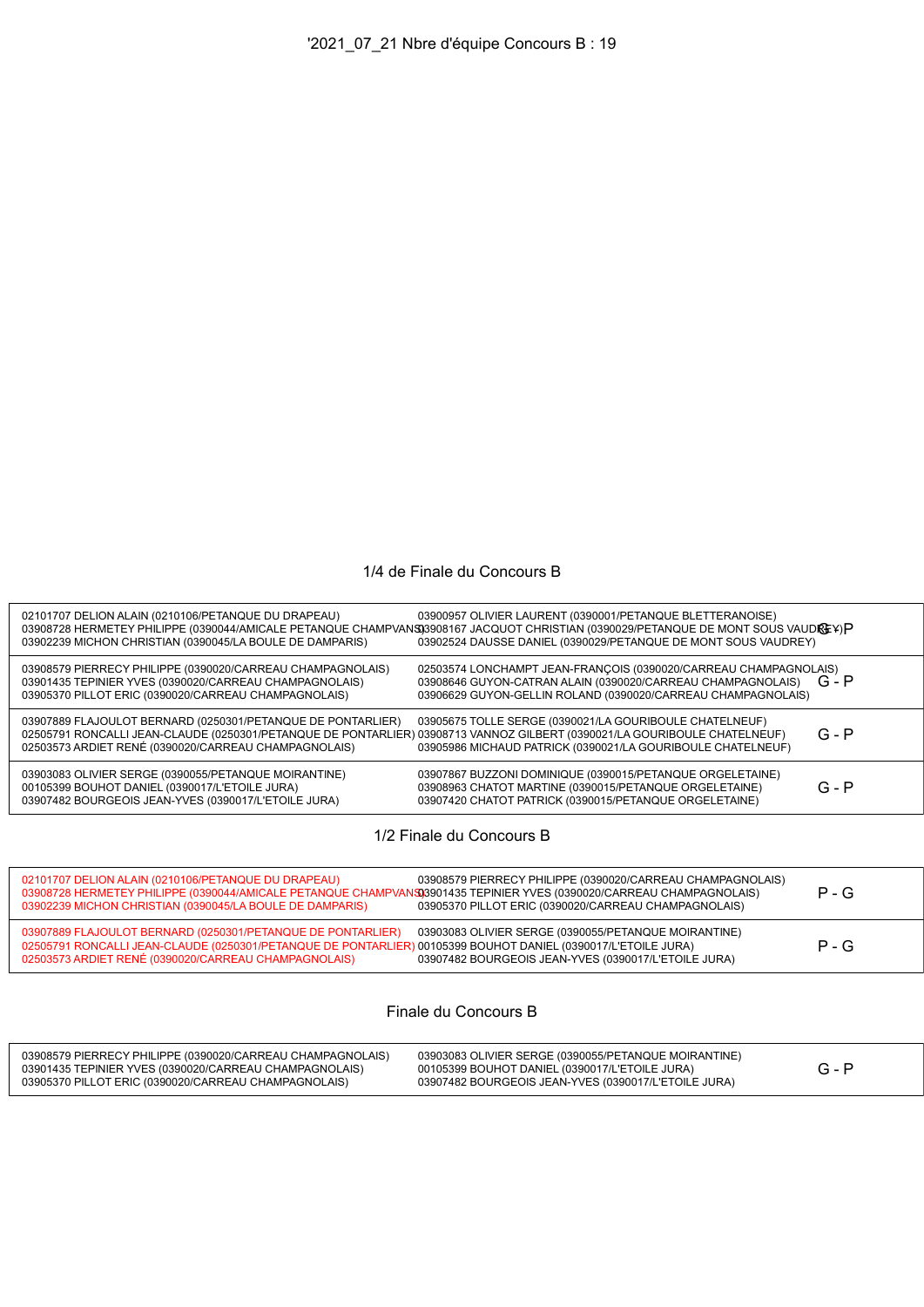# '2021_07_21 Nbre d'équipe Concours B : 19

## 1/4 de Finale du Concours B

| | | |
|---|---|---|
| 02101707 DELION ALAIN (0210106/PETANQUE DU DRAPEAU)<br>03908728 HERMETEY PHILIPPE (0390044/AMICALE PETANQUE CHAMPVANS)<br>03902239 MICHON CHRISTIAN (0390045/LA BOULE DE DAMPARIS) | 03900957 OLIVIER LAURENT (0390001/PETANQUE BLETTERANOISE)<br>03908167 JACQUOT CHRISTIAN (0390029/PETANQUE DE MONT SOUS VAUDREY)<br>03902524 DAUSSE DANIEL (0390029/PETANQUE DE MONT SOUS VAUDREY) | G - P |
| 03908579 PIERRECY PHILIPPE (0390020/CARREAU CHAMPAGNOLAIS)<br>03901435 TEPINIER YVES (0390020/CARREAU CHAMPAGNOLAIS)<br>03905370 PILLOT ERIC (0390020/CARREAU CHAMPAGNOLAIS) | 02503574 LONCHAMPT JEAN-FRANÇOIS (0390020/CARREAU CHAMPAGNOLAIS)<br>03908646 GUYON-CATRAN ALAIN (0390020/CARREAU CHAMPAGNOLAIS)<br>03906629 GUYON-GELLIN ROLAND (0390020/CARREAU CHAMPAGNOLAIS) | G - P |
| 03907889 FLAJOULOT BERNARD (0250301/PETANQUE DE PONTARLIER)<br>02505791 RONCALLI JEAN-CLAUDE (0250301/PETANQUE DE PONTARLIER)<br>02503573 ARDIET RENÉ (0390020/CARREAU CHAMPAGNOLAIS) | 03905675 TOLLE SERGE (0390021/LA GOURIBOULE CHATELNEUF)<br>03908713 VANNOZ GILBERT (0390021/LA GOURIBOULE CHATELNEUF)<br>03905986 MICHAUD PATRICK (0390021/LA GOURIBOULE CHATELNEUF) | G - P |
| 03903083 OLIVIER SERGE (0390055/PETANQUE MOIRANTINE)<br>00105399 BOUHOT DANIEL (0390017/L'ETOILE JURA)<br>03907482 BOURGEOIS JEAN-YVES (0390017/L'ETOILE JURA) | 03907867 BUZZONI DOMINIQUE (0390015/PETANQUE ORGELETAINE)<br>03908963 CHATOT MARTINE (0390015/PETANQUE ORGELETAINE)<br>03907420 CHATOT PATRICK (0390015/PETANQUE ORGELETAINE) | G - P |

## 1/2 Finale du Concours B

| | | |
|---|---|---|
| 02101707 DELION ALAIN (0210106/PETANQUE DU DRAPEAU)<br>03908728 HERMETEY PHILIPPE (0390044/AMICALE PETANQUE CHAMPVANS)<br>03902239 MICHON CHRISTIAN (0390045/LA BOULE DE DAMPARIS) | 03908579 PIERRECY PHILIPPE (0390020/CARREAU CHAMPAGNOLAIS)<br>03901435 TEPINIER YVES (0390020/CARREAU CHAMPAGNOLAIS)<br>03905370 PILLOT ERIC (0390020/CARREAU CHAMPAGNOLAIS) | P - G |
| 03907889 FLAJOULOT BERNARD (0250301/PETANQUE DE PONTARLIER)<br>02505791 RONCALLI JEAN-CLAUDE (0250301/PETANQUE DE PONTARLIER)<br>02503573 ARDIET RENÉ (0390020/CARREAU CHAMPAGNOLAIS) | 03903083 OLIVIER SERGE (0390055/PETANQUE MOIRANTINE)<br>00105399 BOUHOT DANIEL (0390017/L'ETOILE JURA)<br>03907482 BOURGEOIS JEAN-YVES (0390017/L'ETOILE JURA) | P - G |

## Finale du Concours B

| | | |
|---|---|---|
| 03908579 PIERRECY PHILIPPE (0390020/CARREAU CHAMPAGNOLAIS)<br>03901435 TEPINIER YVES (0390020/CARREAU CHAMPAGNOLAIS)<br>03905370 PILLOT ERIC (0390020/CARREAU CHAMPAGNOLAIS) | 03903083 OLIVIER SERGE (0390055/PETANQUE MOIRANTINE)<br>00105399 BOUHOT DANIEL (0390017/L'ETOILE JURA)<br>03907482 BOURGEOIS JEAN-YVES (0390017/L'ETOILE JURA) | G - P |